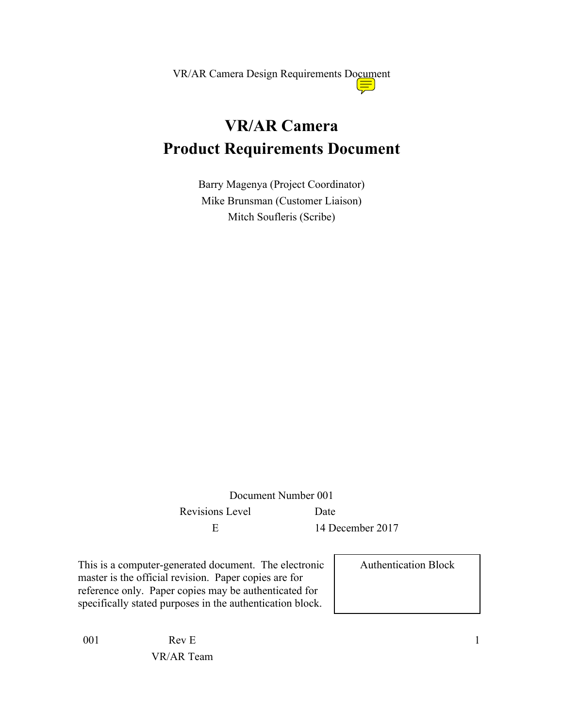# VR/AR Camera
# Product Requirements Document

Barry Magenya (Project Coordinator)
Mike Brunsman (Customer Liaison)
Mitch Soufleris (Scribe)

Document Number 001

| Revisions Level | Date |
| --- | --- |
| E | 14 December 2017 |

This is a computer-generated document. The electronic master is the official revision. Paper copies are for reference only. Paper copies may be authenticated for specifically stated purposes in the authentication block.

| Authentication Block |
| --- |
| |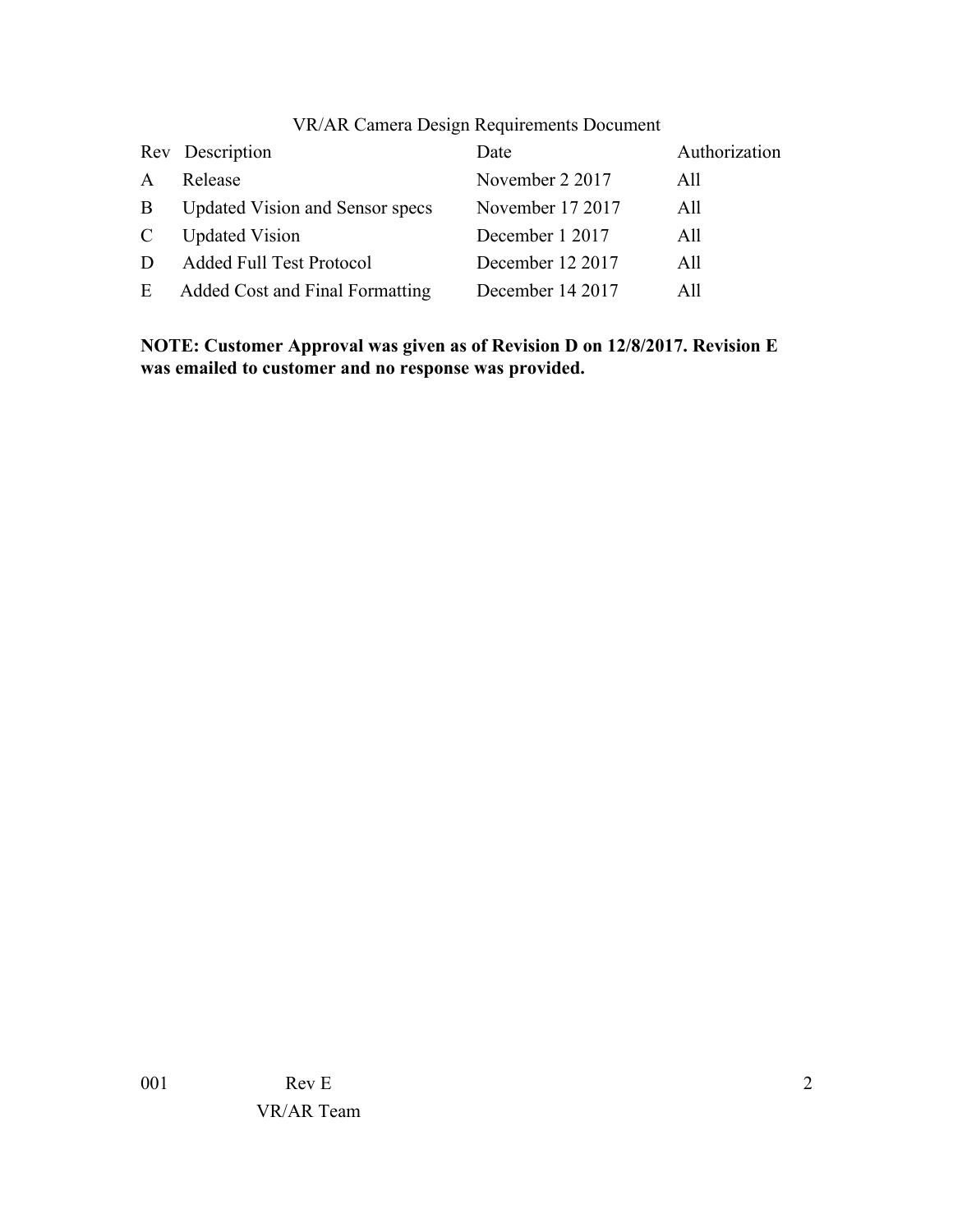VR/AR Camera Design Requirements Document

| Rev | Description | Date | Authorization |
| --- | --- | --- | --- |
| A | Release | November 2 2017 | All |
| B | Updated Vision and Sensor specs | November 17 2017 | All |
| C | Updated Vision | December 1 2017 | All |
| D | Added Full Test Protocol | December 12 2017 | All |
| E | Added Cost and Final Formatting | December 14 2017 | All |

**NOTE: Customer Approval was given as of Revision D on 12/8/2017. Revision E was emailed to customer and no response was provided.**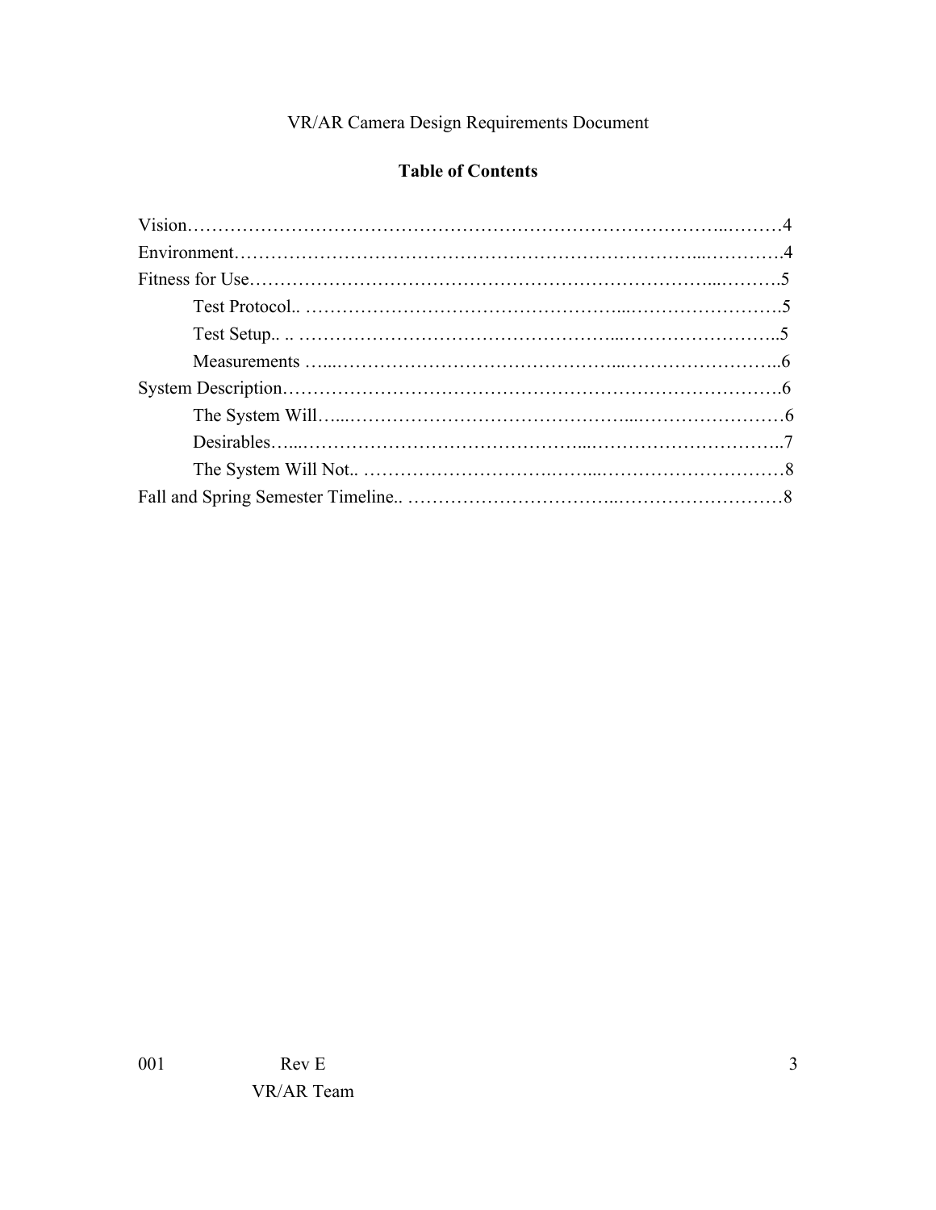VR/AR Camera Design Requirements Document

**Table of Contents**

Vision……………………………………………………………………………..………4
Environment…………………………………………………………………...………….4
Fitness for Use…………………………………………………………………...……….5
- Test Protocol.. ……………………………………………...…………………….5
- Test Setup.. .. ……………………………………………...……………………..5
- Measurements …...…………………………………………...……………………..6

System Description……………………………………………………………………….6
- The System Will…...………………………………………...……………………6
- Desirables…...………………………………………...…………………………..7
- The System Will Not.. …………………………….……...…………………………8

Fall and Spring Semester Timeline.. ……………………………...………………………8

001 Rev E
VR/AR Team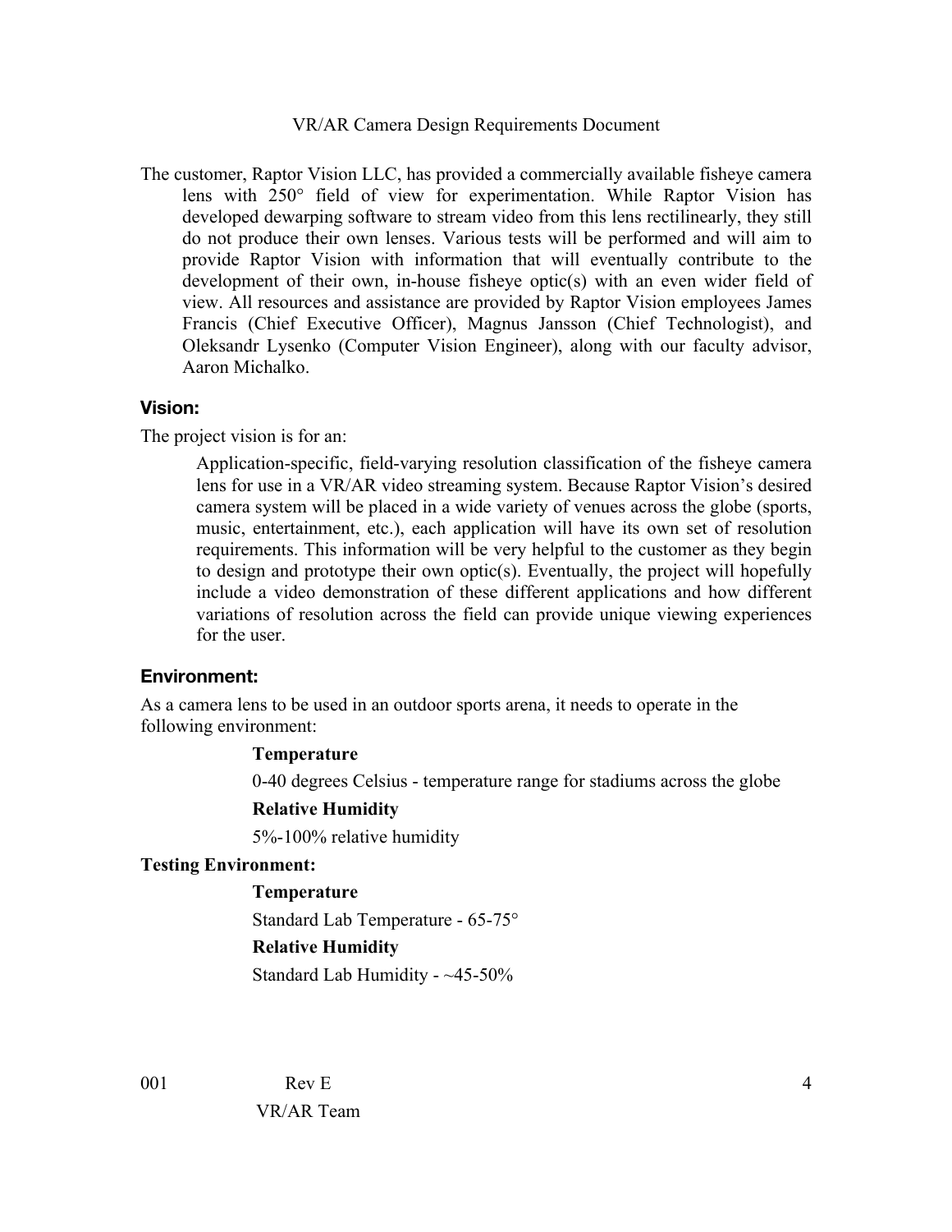VR/AR Camera Design Requirements Document

The customer, Raptor Vision LLC, has provided a commercially available fisheye camera lens with 250° field of view for experimentation. While Raptor Vision has developed dewarping software to stream video from this lens rectilinearly, they still do not produce their own lenses. Various tests will be performed and will aim to provide Raptor Vision with information that will eventually contribute to the development of their own, in-house fisheye optic(s) with an even wider field of view. All resources and assistance are provided by Raptor Vision employees James Francis (Chief Executive Officer), Magnus Jansson (Chief Technologist), and Oleksandr Lysenko (Computer Vision Engineer), along with our faculty advisor, Aaron Michalko.

## Vision:

The project vision is for an:

> Application-specific, field-varying resolution classification of the fisheye camera lens for use in a VR/AR video streaming system. Because Raptor Vision's desired camera system will be placed in a wide variety of venues across the globe (sports, music, entertainment, etc.), each application will have its own set of resolution requirements. This information will be very helpful to the customer as they begin to design and prototype their own optic(s). Eventually, the project will hopefully include a video demonstration of these different applications and how different variations of resolution across the field can provide unique viewing experiences for the user.

## Environment:

As a camera lens to be used in an outdoor sports arena, it needs to operate in the following environment:

**Temperature**

0-40 degrees Celsius - temperature range for stadiums across the globe

**Relative Humidity**

5%-100% relative humidity

**Testing Environment:**

**Temperature**

Standard Lab Temperature - 65-75°

**Relative Humidity**

Standard Lab Humidity - ~45-50%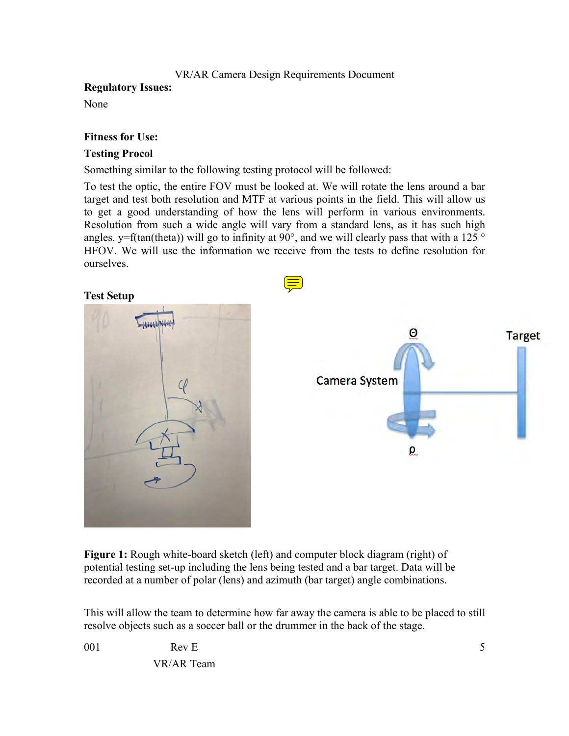VR/AR Camera Design Requirements Document

**Regulatory Issues:**

None

**Fitness for Use:**

**Testing Procol**

Something similar to the following testing protocol will be followed:

To test the optic, the entire FOV must be looked at. We will rotate the lens around a bar target and test both resolution and MTF at various points in the field. This will allow us to get a good understanding of how the lens will perform in various environments. Resolution from such a wide angle will vary from a standard lens, as it has such high angles. $y=f(\tan(\theta))$ will go to infinity at 90°, and we will clearly pass that with a 125 ° HFOV. We will use the information we receive from the tests to define resolution for ourselves.

**Test Setup**

**Figure 1:** Rough white-board sketch (left) and computer block diagram (right) of potential testing set-up including the lens being tested and a bar target. Data will be recorded at a number of polar (lens) and azimuth (bar target) angle combinations.

This will allow the team to determine how far away the camera is able to be placed to still resolve objects such as a soccer ball or the drummer in the back of the stage.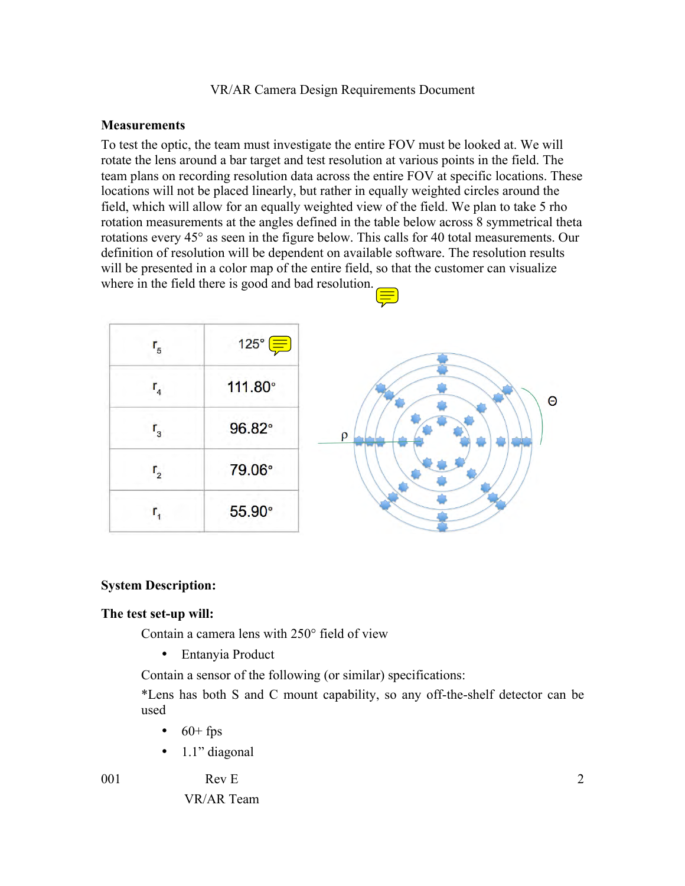VR/AR Camera Design Requirements Document

**Measurements**

To test the optic, the team must investigate the entire FOV must be looked at. We will rotate the lens around a bar target and test resolution at various points in the field. The team plans on recording resolution data across the entire FOV at specific locations. These locations will not be placed linearly, but rather in equally weighted circles around the field, which will allow for an equally weighted view of the field. We plan to take 5 rho rotation measurements at the angles defined in the table below across 8 symmetrical theta rotations every 45° as seen in the figure below. This calls for 40 total measurements. Our definition of resolution will be dependent on available software. The resolution results will be presented in a color map of the entire field, so that the customer can visualize where in the field there is good and bad resolution.

| | |
|---|---|
| $r_5$ | 125° |
| $r_4$ | 111.80° |
| $r_3$ | 96.82° |
| $r_2$ | 79.06° |
| $r_1$ | 55.90° |

**System Description:**

**The test set-up will:**

Contain a camera lens with 250° field of view

- Entanyia Product

Contain a sensor of the following (or similar) specifications:

*Lens has both S and C mount capability, so any off-the-shelf detector can be used

- 60+ fps
- 1.1" diagonal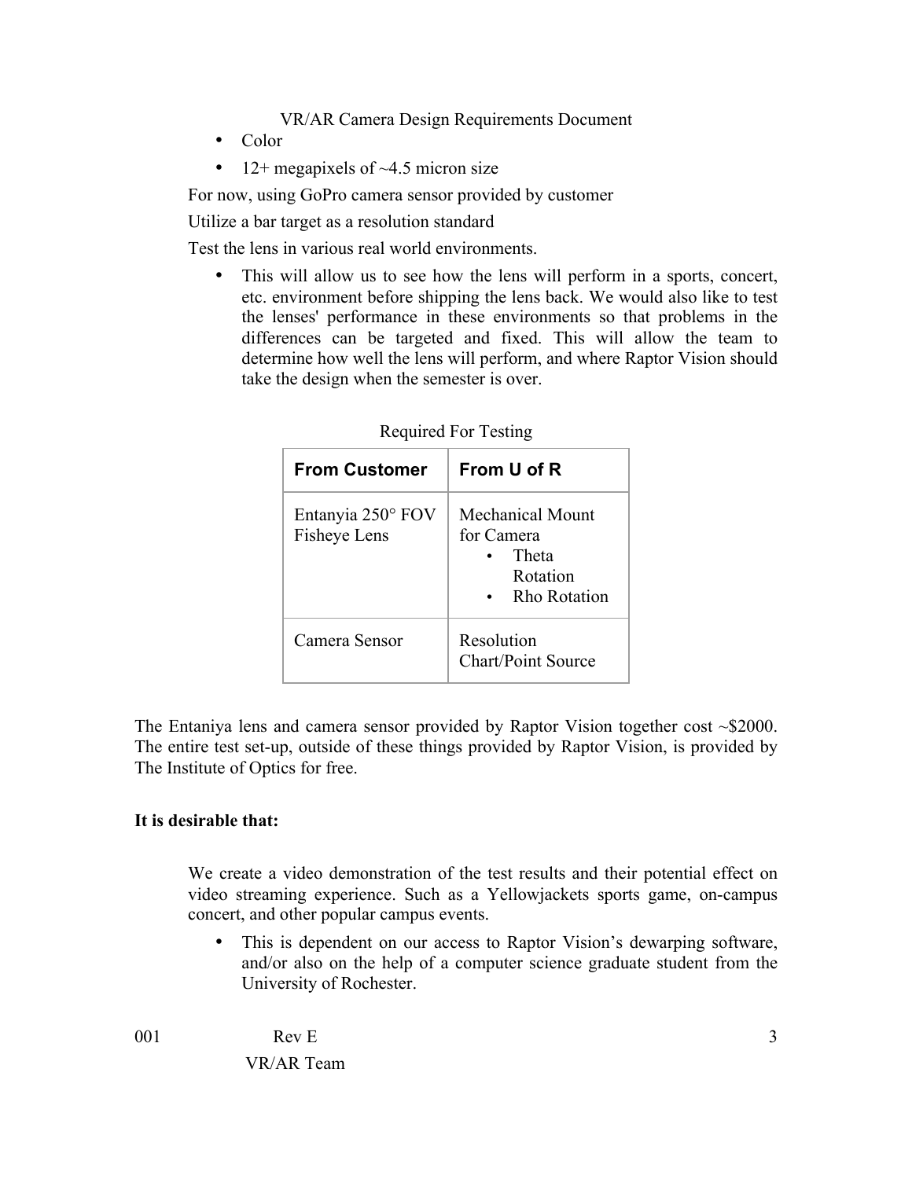- Color
- 12+ megapixels of ~4.5 micron size

For now, using GoPro camera sensor provided by customer

Utilize a bar target as a resolution standard

Test the lens in various real world environments.

- This will allow us to see how the lens will perform in a sports, concert, etc. environment before shipping the lens back. We would also like to test the lenses' performance in these environments so that problems in the differences can be targeted and fixed. This will allow the team to determine how well the lens will perform, and where Raptor Vision should take the design when the semester is over.

Required For Testing

| **From Customer** | **From U of R** |
|---|---|
| Entanyia 250° FOV Fisheye Lens | Mechanical Mount for Camera<br>• Theta Rotation<br>• Rho Rotation |
| Camera Sensor | Resolution Chart/Point Source |

The Entaniya lens and camera sensor provided by Raptor Vision together cost ~$2000. The entire test set-up, outside of these things provided by Raptor Vision, is provided by The Institute of Optics for free.

**It is desirable that:**

We create a video demonstration of the test results and their potential effect on video streaming experience. Such as a Yellowjackets sports game, on-campus concert, and other popular campus events.

- This is dependent on our access to Raptor Vision's dewarping software, and/or also on the help of a computer science graduate student from the University of Rochester.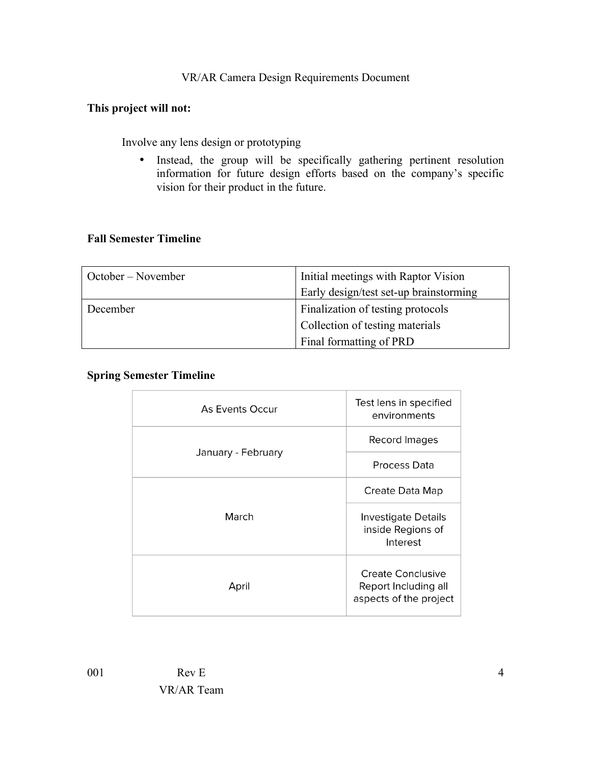**This project will not:**

Involve any lens design or prototyping

- Instead, the group will be specifically gathering pertinent resolution information for future design efforts based on the company's specific vision for their product in the future.

**Fall Semester Timeline**

| | |
|---|---|
| October – November | Initial meetings with Raptor Vision<br>Early design/test set-up brainstorming |
| December | Finalization of testing protocols<br>Collection of testing materials<br>Final formatting of PRD |

**Spring Semester Timeline**

| | |
|---|---|
| As Events Occur | Test lens in specified environments |
| January - February | Record Images |
| | Process Data |
| March | Create Data Map |
| | Investigate Details inside Regions of Interest |
| April | Create Conclusive Report Including all aspects of the project |